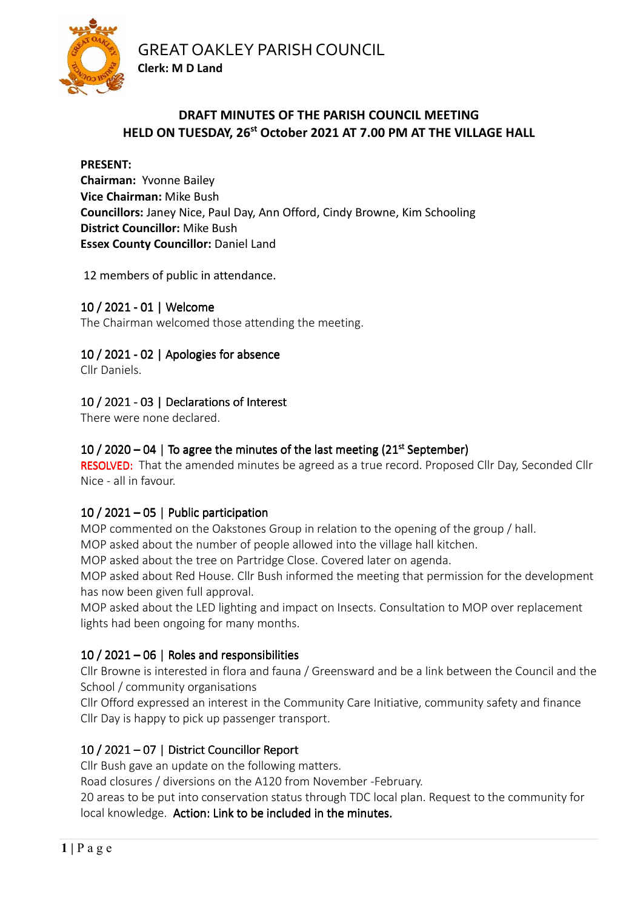# GREAT OAKLEY PARISH COUNCIL

**Clerk: M D Land**

## DRAFT MINUTES OF THE PARISH COUNCIL MEETING HELD ON TUESDAY, 26st October 2021 AT 7.00 PM AT THE VILLAGE HALL

**PRESENT:**
**Chairman:** Yvonne Bailey
**Vice Chairman:** Mike Bush
**Councillors:** Janey Nice, Paul Day, Ann Offord, Cindy Browne, Kim Schooling
**District Councillor:** Mike Bush
**Essex County Councillor:** Daniel Land

12 members of public in attendance.

### 10 / 2021 - 01 | Welcome

The Chairman welcomed those attending the meeting.

### 10 / 2021 - 02 | Apologies for absence

Cllr Daniels.

### 10 / 2021 - 03 | Declarations of Interest

There were none declared.

### 10 / 2020 – 04 | To agree the minutes of the last meeting (21st September)

RESOLVED: That the amended minutes be agreed as a true record. Proposed Cllr Day, Seconded Cllr Nice - all in favour.

### 10 / 2021 – 05 | Public participation

MOP commented on the Oakstones Group in relation to the opening of the group / hall.
MOP asked about the number of people allowed into the village hall kitchen.
MOP asked about the tree on Partridge Close. Covered later on agenda.
MOP asked about Red House. Cllr Bush informed the meeting that permission for the development has now been given full approval.
MOP asked about the LED lighting and impact on Insects. Consultation to MOP over replacement lights had been ongoing for many months.

### 10 / 2021 – 06 | Roles and responsibilities

Cllr Browne is interested in flora and fauna / Greensward and be a link between the Council and the School / community organisations
Cllr Offord expressed an interest in the Community Care Initiative, community safety and finance
Cllr Day is happy to pick up passenger transport.

### 10 / 2021 – 07 | District Councillor Report

Cllr Bush gave an update on the following matters.
Road closures / diversions on the A120 from November -February.
20 areas to be put into conservation status through TDC local plan. Request to the community for local knowledge. **Action: Link to be included in the minutes.**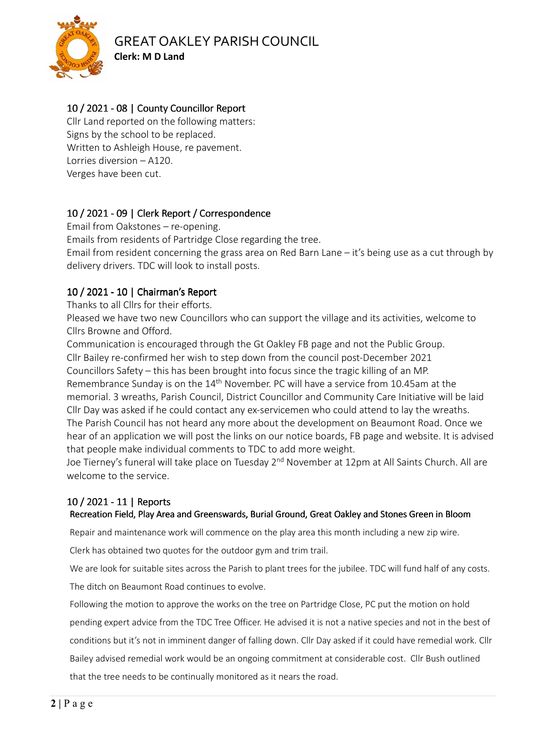## 10 / 2021 - 08 | County Councillor Report

Cllr Land reported on the following matters:
Signs by the school to be replaced.
Written to Ashleigh House, re pavement.
Lorries diversion – A120.
Verges have been cut.

## 10 / 2021 - 09 | Clerk Report / Correspondence

Email from Oakstones – re-opening.
Emails from residents of Partridge Close regarding the tree.
Email from resident concerning the grass area on Red Barn Lane – it's being use as a cut through by delivery drivers. TDC will look to install posts.

## 10 / 2021 - 10 | Chairman's Report

Thanks to all Cllrs for their efforts.
Pleased we have two new Councillors who can support the village and its activities, welcome to Cllrs Browne and Offord.
Communication is encouraged through the Gt Oakley FB page and not the Public Group.
Cllr Bailey re-confirmed her wish to step down from the council post-December 2021
Councillors Safety – this has been brought into focus since the tragic killing of an MP.
Remembrance Sunday is on the 14th November. PC will have a service from 10.45am at the memorial. 3 wreaths, Parish Council, District Councillor and Community Care Initiative will be laid
Cllr Day was asked if he could contact any ex-servicemen who could attend to lay the wreaths.
The Parish Council has not heard any more about the development on Beaumont Road. Once we hear of an application we will post the links on our notice boards, FB page and website. It is advised that people make individual comments to TDC to add more weight.
Joe Tierney's funeral will take place on Tuesday 2nd November at 12pm at All Saints Church. All are welcome to the service.

## 10 / 2021 - 11 | Reports

### Recreation Field, Play Area and Greenswards, Burial Ground, Great Oakley and Stones Green in Bloom

Repair and maintenance work will commence on the play area this month including a new zip wire.

Clerk has obtained two quotes for the outdoor gym and trim trail.

We are look for suitable sites across the Parish to plant trees for the jubilee. TDC will fund half of any costs.

The ditch on Beaumont Road continues to evolve.

Following the motion to approve the works on the tree on Partridge Close, PC put the motion on hold pending expert advice from the TDC Tree Officer. He advised it is not a native species and not in the best of conditions but it's not in imminent danger of falling down. Cllr Day asked if it could have remedial work. Cllr Bailey advised remedial work would be an ongoing commitment at considerable cost. Cllr Bush outlined that the tree needs to be continually monitored as it nears the road.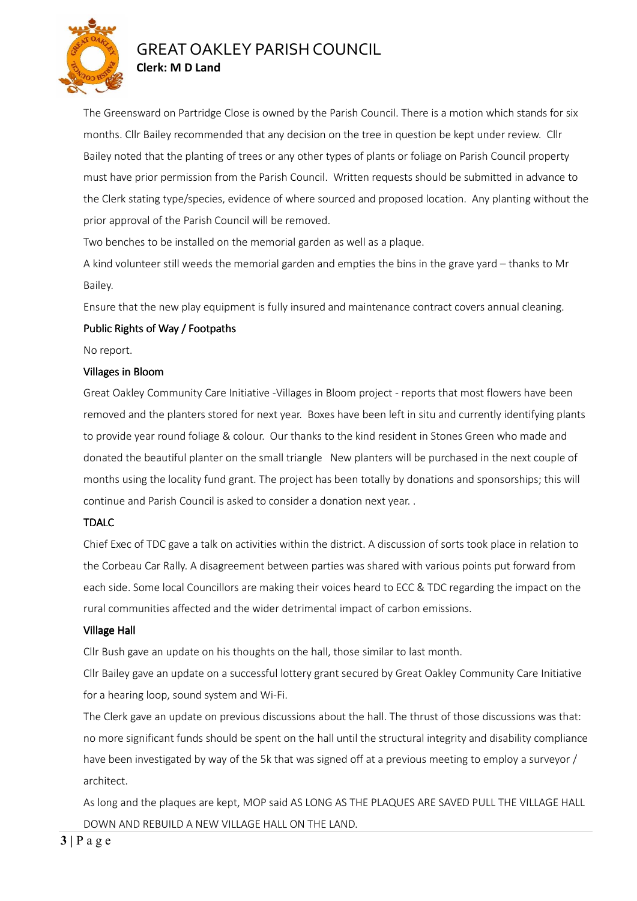The Greensward on Partridge Close is owned by the Parish Council. There is a motion which stands for six months. Cllr Bailey recommended that any decision on the tree in question be kept under review. Cllr Bailey noted that the planting of trees or any other types of plants or foliage on Parish Council property must have prior permission from the Parish Council. Written requests should be submitted in advance to the Clerk stating type/species, evidence of where sourced and proposed location. Any planting without the prior approval of the Parish Council will be removed.

Two benches to be installed on the memorial garden as well as a plaque.

A kind volunteer still weeds the memorial garden and empties the bins in the grave yard – thanks to Mr Bailey.

Ensure that the new play equipment is fully insured and maintenance contract covers annual cleaning.

### Public Rights of Way / Footpaths

No report.

### Villages in Bloom

Great Oakley Community Care Initiative -Villages in Bloom project - reports that most flowers have been removed and the planters stored for next year. Boxes have been left in situ and currently identifying plants to provide year round foliage & colour. Our thanks to the kind resident in Stones Green who made and donated the beautiful planter on the small triangle New planters will be purchased in the next couple of months using the locality fund grant. The project has been totally by donations and sponsorships; this will continue and Parish Council is asked to consider a donation next year. .

### TDALC

Chief Exec of TDC gave a talk on activities within the district. A discussion of sorts took place in relation to the Corbeau Car Rally. A disagreement between parties was shared with various points put forward from each side. Some local Councillors are making their voices heard to ECC & TDC regarding the impact on the rural communities affected and the wider detrimental impact of carbon emissions.

### Village Hall

Cllr Bush gave an update on his thoughts on the hall, those similar to last month.

Cllr Bailey gave an update on a successful lottery grant secured by Great Oakley Community Care Initiative for a hearing loop, sound system and Wi-Fi.

The Clerk gave an update on previous discussions about the hall. The thrust of those discussions was that: no more significant funds should be spent on the hall until the structural integrity and disability compliance have been investigated by way of the 5k that was signed off at a previous meeting to employ a surveyor / architect.

As long and the plaques are kept, MOP said AS LONG AS THE PLAQUES ARE SAVED PULL THE VILLAGE HALL DOWN AND REBUILD A NEW VILLAGE HALL ON THE LAND.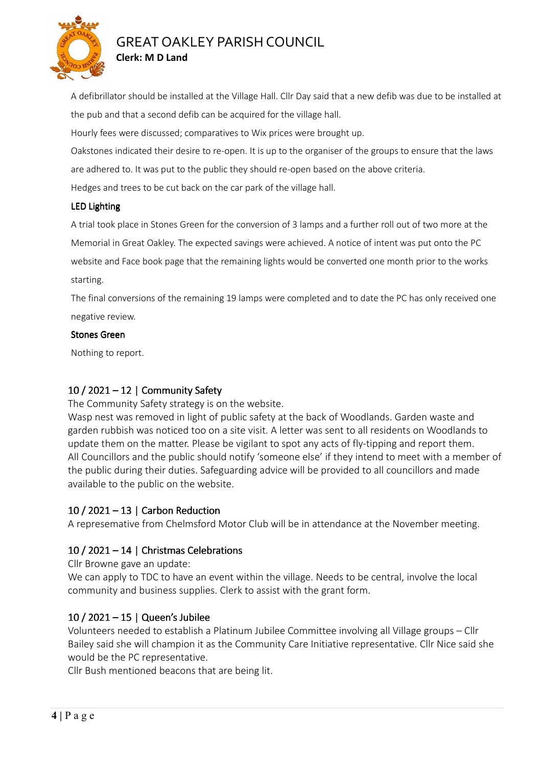A defibrillator should be installed at the Village Hall. Cllr Day said that a new defib was due to be installed at the pub and that a second defib can be acquired for the village hall.

Hourly fees were discussed; comparatives to Wix prices were brought up.

Oakstones indicated their desire to re-open. It is up to the organiser of the groups to ensure that the laws are adhered to. It was put to the public they should re-open based on the above criteria.

Hedges and trees to be cut back on the car park of the village hall.

### LED Lighting

A trial took place in Stones Green for the conversion of 3 lamps and a further roll out of two more at the Memorial in Great Oakley. The expected savings were achieved. A notice of intent was put onto the PC website and Face book page that the remaining lights would be converted one month prior to the works starting.

The final conversions of the remaining 19 lamps were completed and to date the PC has only received one negative review.

### Stones Green

Nothing to report.

## 10 / 2021 – 12 | Community Safety

The Community Safety strategy is on the website.

Wasp nest was removed in light of public safety at the back of Woodlands. Garden waste and garden rubbish was noticed too on a site visit. A letter was sent to all residents on Woodlands to update them on the matter. Please be vigilant to spot any acts of fly-tipping and report them.

All Councillors and the public should notify 'someone else' if they intend to meet with a member of the public during their duties. Safeguarding advice will be provided to all councillors and made available to the public on the website.

## 10 / 2021 – 13 | Carbon Reduction

A represemative from Chelmsford Motor Club will be in attendance at the November meeting.

## 10 / 2021 – 14 | Christmas Celebrations

Cllr Browne gave an update:

We can apply to TDC to have an event within the village. Needs to be central, involve the local community and business supplies. Clerk to assist with the grant form.

## 10 / 2021 – 15 | Queen's Jubilee

Volunteers needed to establish a Platinum Jubilee Committee involving all Village groups – Cllr Bailey said she will champion it as the Community Care Initiative representative. Cllr Nice said she would be the PC representative.

Cllr Bush mentioned beacons that are being lit.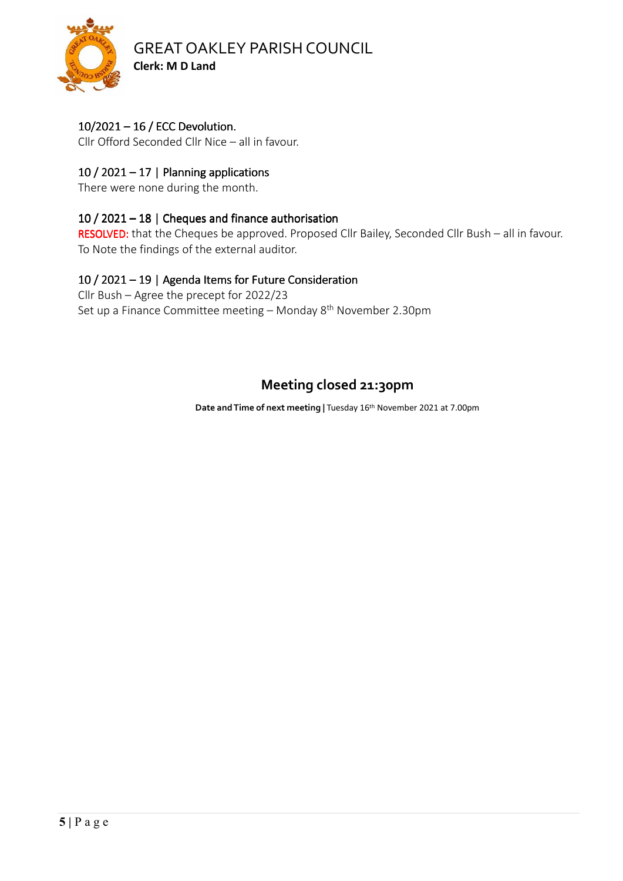### 10/2021 – 16 / ECC Devolution.

Cllr Offord Seconded Cllr Nice – all in favour.

### 10 / 2021 – 17 | Planning applications

There were none during the month.

### 10 / 2021 – 18 | Cheques and finance authorisation

RESOLVED: that the Cheques be approved. Proposed Cllr Bailey, Seconded Cllr Bush – all in favour.
To Note the findings of the external auditor.

### 10 / 2021 – 19 | Agenda Items for Future Consideration

Cllr Bush – Agree the precept for 2022/23
Set up a Finance Committee meeting – Monday 8th November 2.30pm

## Meeting closed 21:30pm

**Date and Time of next meeting |** Tuesday 16th November 2021 at 7.00pm